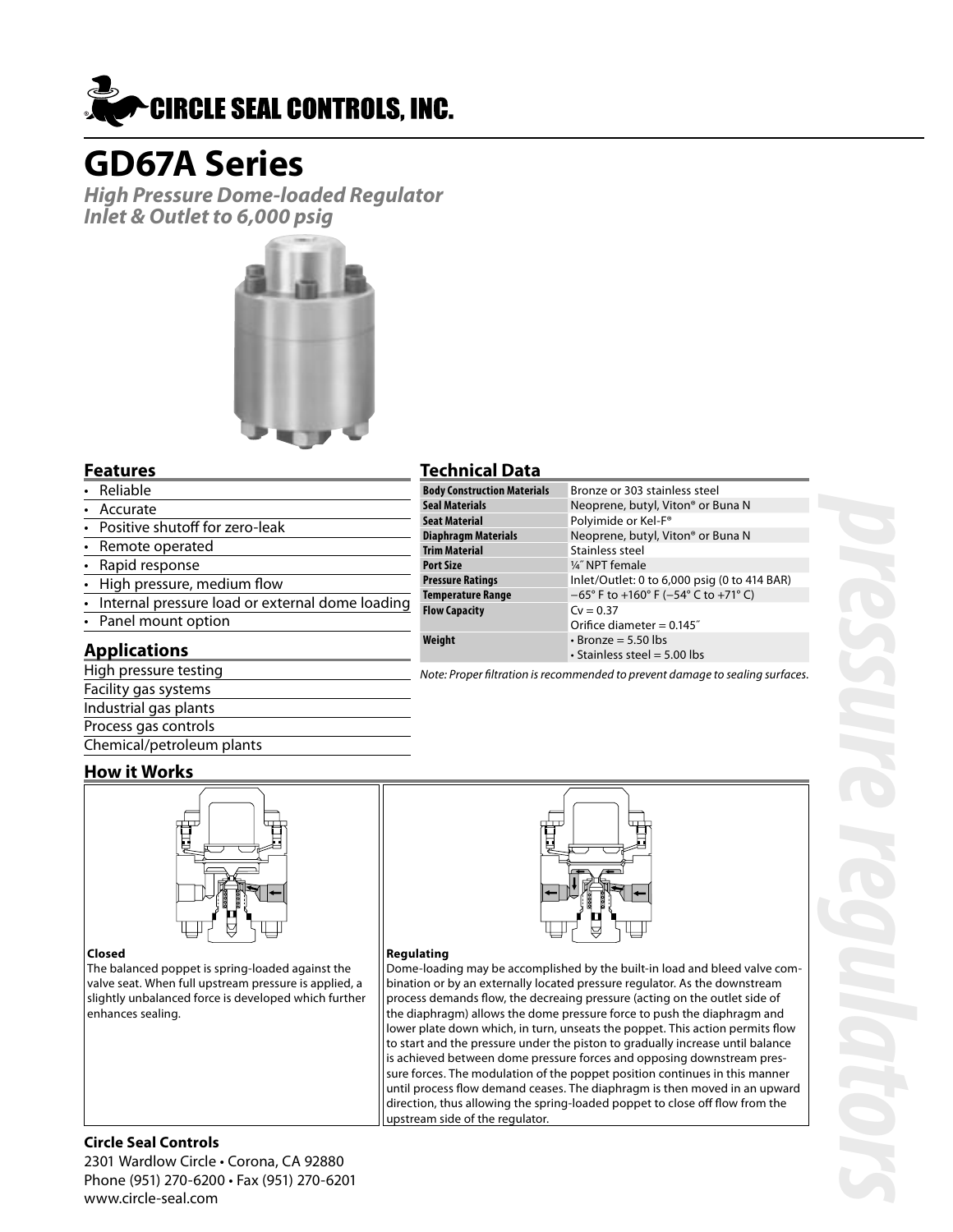# CIRCLE SEAL CONTROLS, INC.

# GD67A Series

***High Pressure Dome-loaded Regulator***
***Inlet & Outlet to 6,000 psig***

## Features

- Reliable
- Accurate
- Positive shutoff for zero-leak
- Remote operated
- Rapid response
- High pressure, medium flow
- Internal pressure load or external dome loading
- Panel mount option

## Applications

High pressure testing
Facility gas systems
Industrial gas plants
Process gas controls
Chemical/petroleum plants

## Technical Data

| | |
|---|---|
| **Body Construction Materials** | Bronze or 303 stainless steel |
| **Seal Materials** | Neoprene, butyl, Viton® or Buna N |
| **Seat Material** | Polyimide or Kel-F® |
| **Diaphragm Materials** | Neoprene, butyl, Viton® or Buna N |
| **Trim Material** | Stainless steel |
| **Port Size** | ¼″ NPT female |
| **Pressure Ratings** | Inlet/Outlet: 0 to 6,000 psig (0 to 414 BAR) |
| **Temperature Range** | −65° F to +160° F (−54° C to +71° C) |
| **Flow Capacity** | Cv = 0.37<br>Orifice diameter = 0.145″ |
| **Weight** | • Bronze = 5.50 lbs<br>• Stainless steel = 5.00 lbs |

*Note: Proper filtration is recommended to prevent damage to sealing surfaces.*

## How it Works

**Closed**

The balanced poppet is spring-loaded against the valve seat. When full upstream pressure is applied, a slightly unbalanced force is developed which further enhances sealing.

**Regulating**

Dome-loading may be accomplished by the built-in load and bleed valve combination or by an externally located pressure regulator. As the downstream process demands flow, the decreasing pressure (acting on the outlet side of the diaphragm) allows the dome pressure force to push the diaphragm and lower plate down which, in turn, unseats the poppet. This action permits flow to start and the pressure under the piston to gradually increase until balance is achieved between dome pressure forces and opposing downstream pressure forces. The modulation of the poppet position continues in this manner until process flow demand ceases. The diaphragm is then moved in an upward direction, thus allowing the spring-loaded poppet to close off flow from the upstream side of the regulator.

**Circle Seal Controls**
2301 Wardlow Circle • Corona, CA 92880
Phone (951) 270-6200 • Fax (951) 270-6201
www.circle-seal.com

*pressure regulators*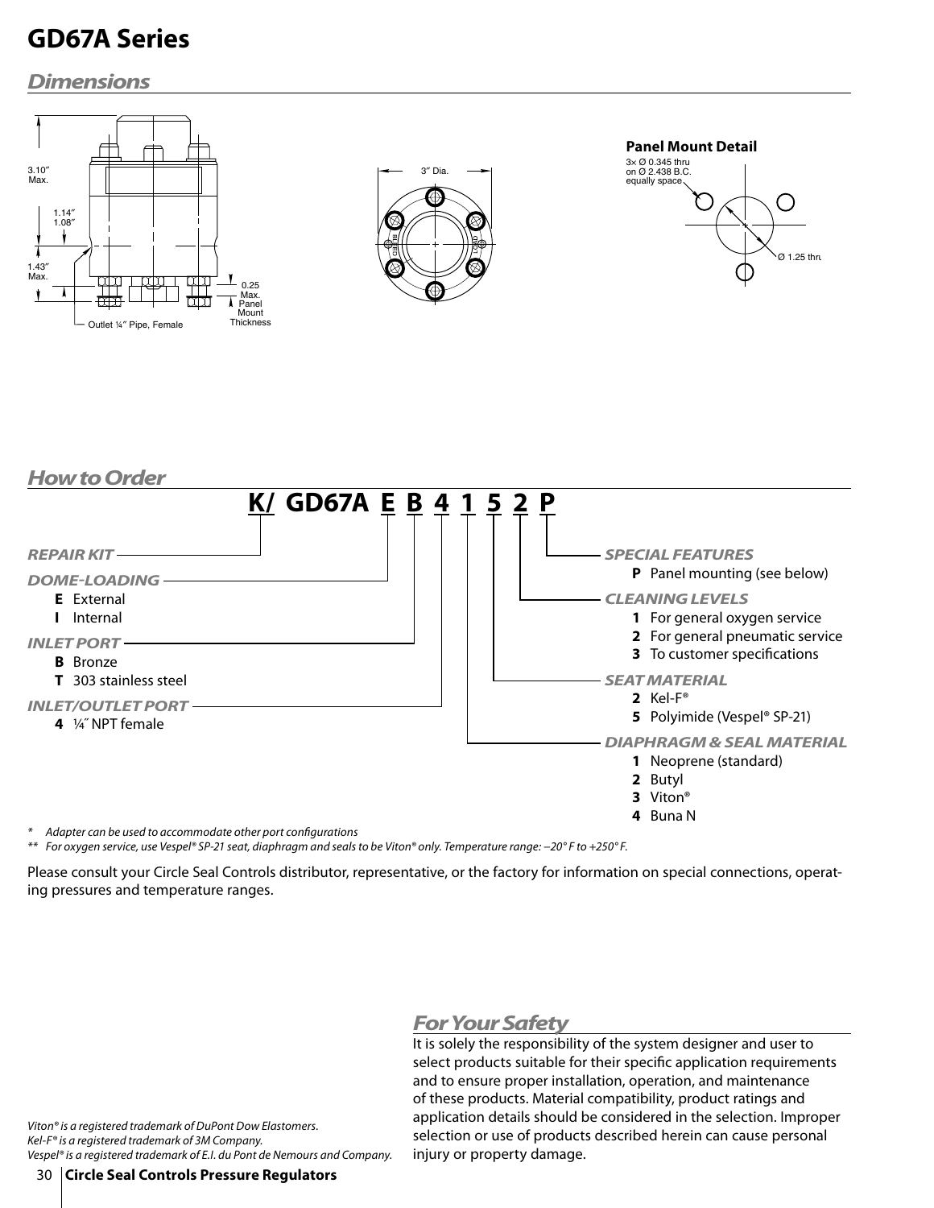# GD67A Series

## Dimensions

3.10″ Max.

1.14″
1.08″

1.43″ Max.

0.25 Max. Panel Mount Thickness

Outlet ¼″ Pipe, Female

3″ Dia.

**Panel Mount Detail**

3× Ø 0.345 thru on Ø 2.438 B.C. equally space

Ø 1.25 thru

## How to Order

**K/ GD67A E B 4 1 5 2 P**

***REPAIR KIT***

***DOME-LOADING***
- **E** External
- **I** Internal

***INLET PORT***
- **B** Bronze
- **T** 303 stainless steel

***INLET/OUTLET PORT***
- **4** ¼″ NPT female

***SPECIAL FEATURES***
- **P** Panel mounting (see below)

***CLEANING LEVELS***
- **1** For general oxygen service
- **2** For general pneumatic service
- **3** To customer specifications

***SEAT MATERIAL***
- **2** Kel-F®
- **5** Polyimide (Vespel® SP-21)

***DIAPHRAGM & SEAL MATERIAL***
- **1** Neoprene (standard)
- **2** Butyl
- **3** Viton®
- **4** Buna N

*\* Adapter can be used to accommodate other port configurations*

*\*\* For oxygen service, use Vespel® SP-21 seat, diaphragm and seals to be Viton® only. Temperature range: –20° F to +250° F.*

Please consult your Circle Seal Controls distributor, representative, or the factory for information on special connections, operating pressures and temperature ranges.

## For Your Safety

It is solely the responsibility of the system designer and user to select products suitable for their specific application requirements and to ensure proper installation, operation, and maintenance of these products. Material compatibility, product ratings and application details should be considered in the selection. Improper selection or use of products described herein can cause personal injury or property damage.

*Viton® is a registered trademark of DuPont Dow Elastomers.*
*Kel-F® is a registered trademark of 3M Company.*
*Vespel® is a registered trademark of E.I. du Pont de Nemours and Company.*